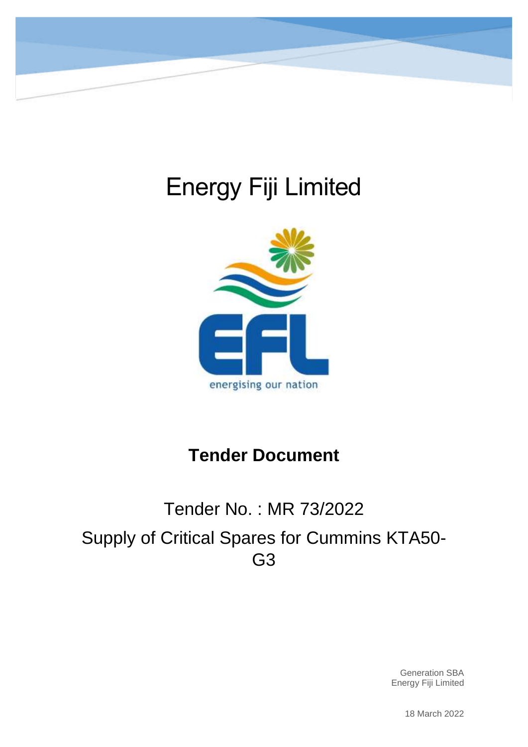# Energy Fiji Limited

energising our nation

## Tender Document

Tender No. : MR 73/2022

Supply of Critical Spares for Cummins KTA50-G3

Generation SBA
Energy Fiji Limited

18 March 2022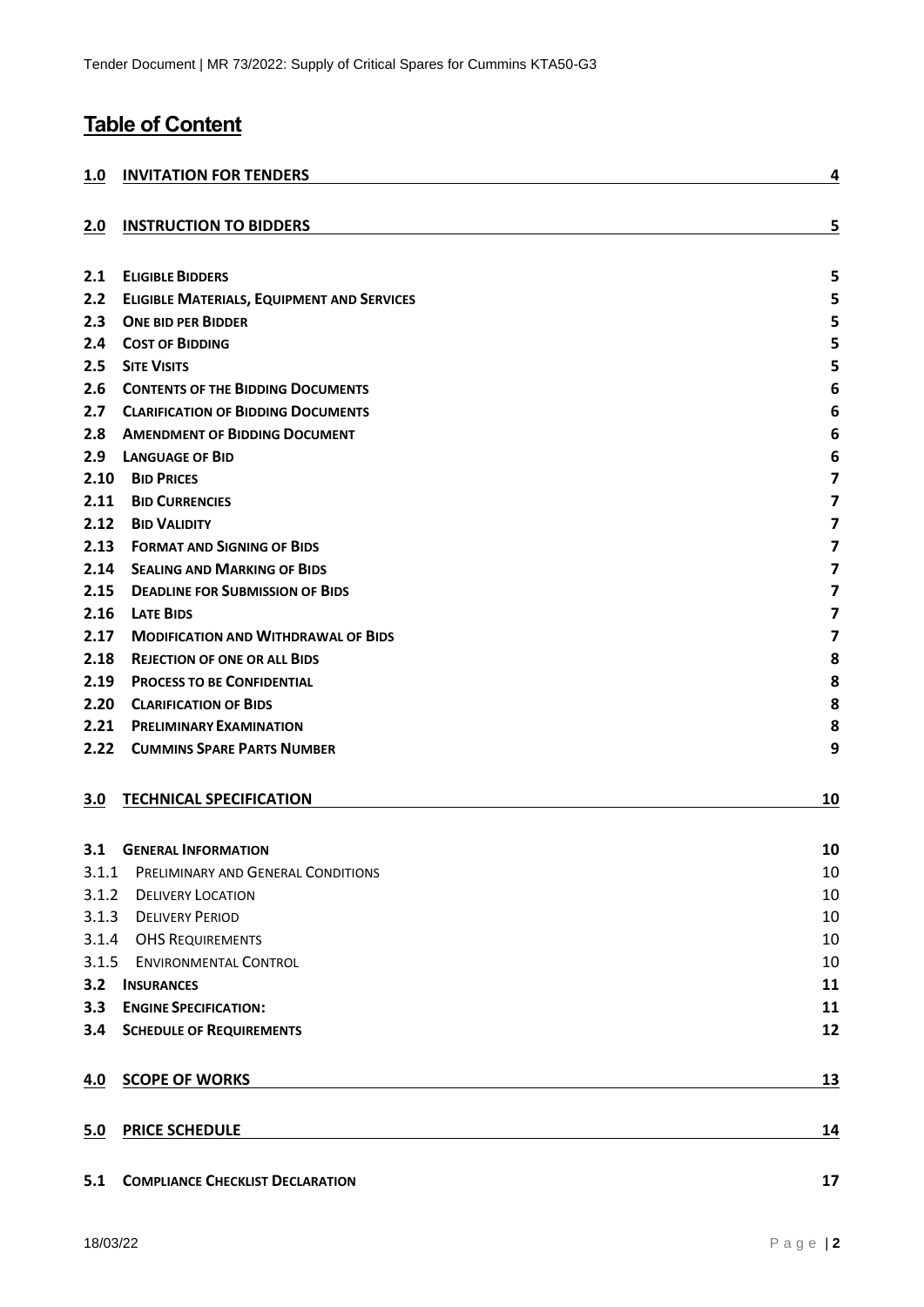# Table of Content

| | | |
|---|---|---|
| **1.0** | **INVITATION FOR TENDERS** | **4** |
| **2.0** | **INSTRUCTION TO BIDDERS** | **5** |
| **2.1** | **ELIGIBLE BIDDERS** | **5** |
| **2.2** | **ELIGIBLE MATERIALS, EQUIPMENT AND SERVICES** | **5** |
| **2.3** | **ONE BID PER BIDDER** | **5** |
| **2.4** | **COST OF BIDDING** | **5** |
| **2.5** | **SITE VISITS** | **5** |
| **2.6** | **CONTENTS OF THE BIDDING DOCUMENTS** | **6** |
| **2.7** | **CLARIFICATION OF BIDDING DOCUMENTS** | **6** |
| **2.8** | **AMENDMENT OF BIDDING DOCUMENT** | **6** |
| **2.9** | **LANGUAGE OF BID** | **6** |
| **2.10** | **BID PRICES** | **7** |
| **2.11** | **BID CURRENCIES** | **7** |
| **2.12** | **BID VALIDITY** | **7** |
| **2.13** | **FORMAT AND SIGNING OF BIDS** | **7** |
| **2.14** | **SEALING AND MARKING OF BIDS** | **7** |
| **2.15** | **DEADLINE FOR SUBMISSION OF BIDS** | **7** |
| **2.16** | **LATE BIDS** | **7** |
| **2.17** | **MODIFICATION AND WITHDRAWAL OF BIDS** | **7** |
| **2.18** | **REJECTION OF ONE OR ALL BIDS** | **8** |
| **2.19** | **PROCESS TO BE CONFIDENTIAL** | **8** |
| **2.20** | **CLARIFICATION OF BIDS** | **8** |
| **2.21** | **PRELIMINARY EXAMINATION** | **8** |
| **2.22** | **CUMMINS SPARE PARTS NUMBER** | **9** |
| **3.0** | **TECHNICAL SPECIFICATION** | **10** |
| **3.1** | **GENERAL INFORMATION** | **10** |
| 3.1.1 | PRELIMINARY AND GENERAL CONDITIONS | 10 |
| 3.1.2 | DELIVERY LOCATION | 10 |
| 3.1.3 | DELIVERY PERIOD | 10 |
| 3.1.4 | OHS REQUIREMENTS | 10 |
| 3.1.5 | ENVIRONMENTAL CONTROL | 10 |
| **3.2** | **INSURANCES** | **11** |
| **3.3** | **ENGINE SPECIFICATION:** | **11** |
| **3.4** | **SCHEDULE OF REQUIREMENTS** | **12** |
| **4.0** | **SCOPE OF WORKS** | **13** |
| **5.0** | **PRICE SCHEDULE** | **14** |
| **5.1** | **COMPLIANCE CHECKLIST DECLARATION** | **17** |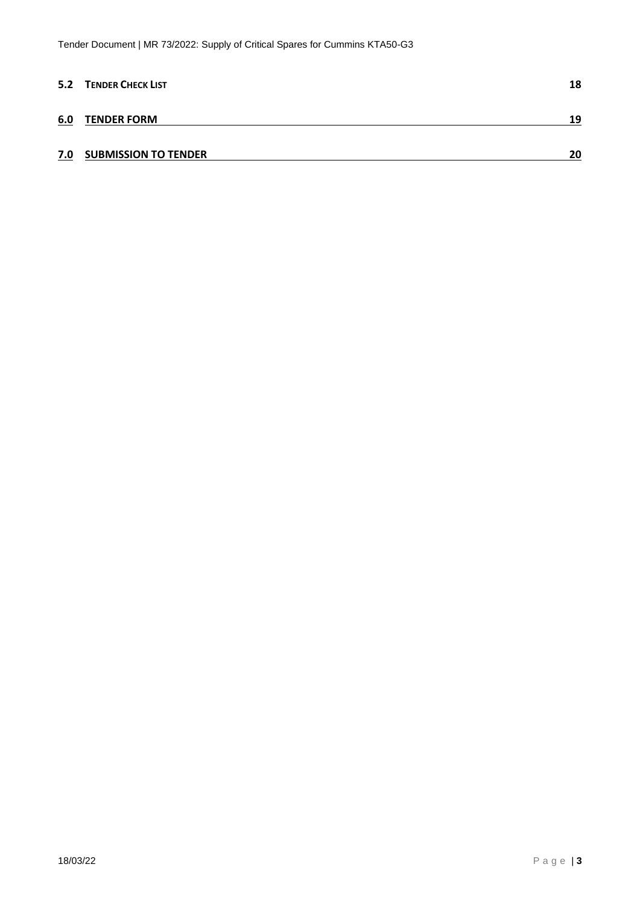**5.2 TENDER CHECK LIST** 18

**6.0 TENDER FORM** 19

**7.0 SUBMISSION TO TENDER** 20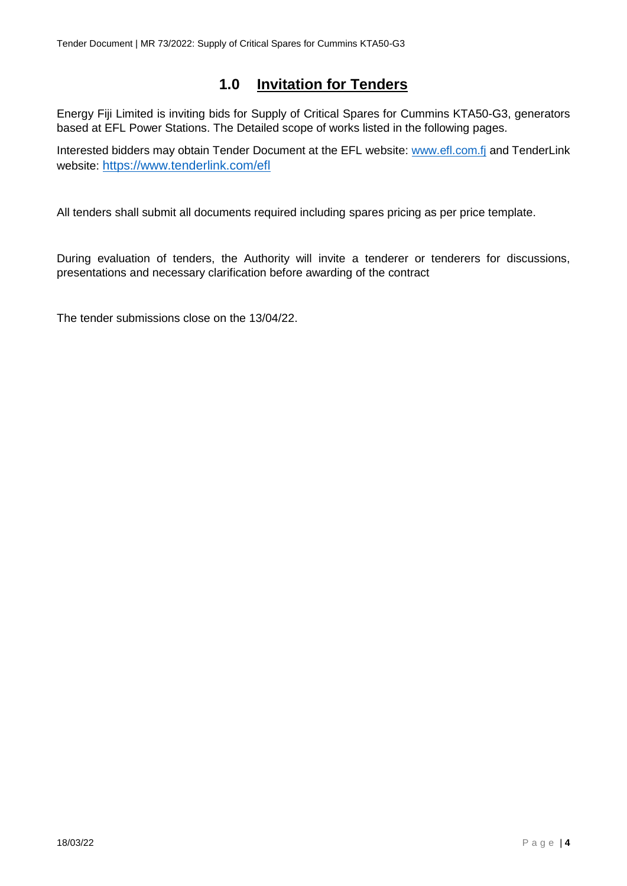# 1.0 Invitation for Tenders

Energy Fiji Limited is inviting bids for Supply of Critical Spares for Cummins KTA50-G3, generators based at EFL Power Stations. The Detailed scope of works listed in the following pages.

Interested bidders may obtain Tender Document at the EFL website: www.efl.com.fj and TenderLink website: https://www.tenderlink.com/efl

All tenders shall submit all documents required including spares pricing as per price template.

During evaluation of tenders, the Authority will invite a tenderer or tenderers for discussions, presentations and necessary clarification before awarding of the contract

The tender submissions close on the 13/04/22.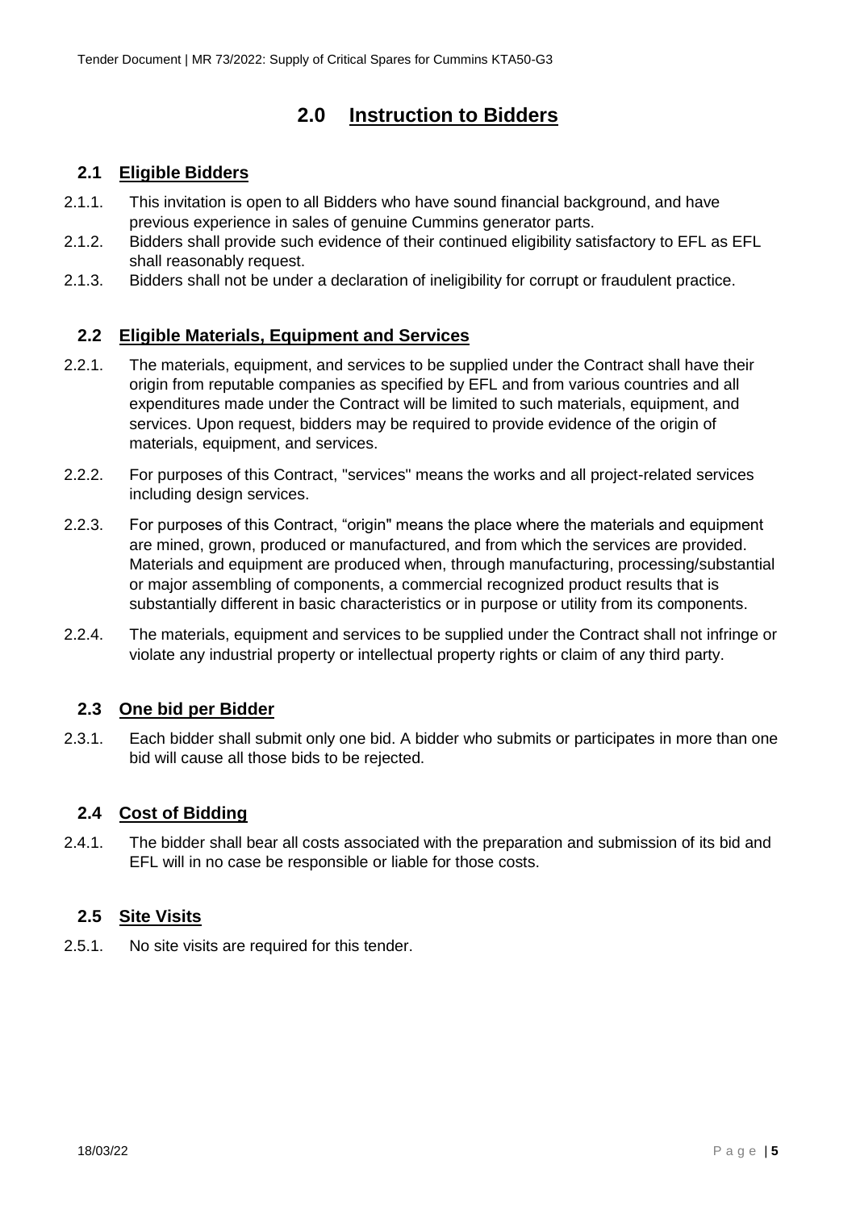# 2.0 Instruction to Bidders

## 2.1 Eligible Bidders

2.1.1. This invitation is open to all Bidders who have sound financial background, and have previous experience in sales of genuine Cummins generator parts.

2.1.2. Bidders shall provide such evidence of their continued eligibility satisfactory to EFL as EFL shall reasonably request.

2.1.3. Bidders shall not be under a declaration of ineligibility for corrupt or fraudulent practice.

## 2.2 Eligible Materials, Equipment and Services

2.2.1. The materials, equipment, and services to be supplied under the Contract shall have their origin from reputable companies as specified by EFL and from various countries and all expenditures made under the Contract will be limited to such materials, equipment, and services. Upon request, bidders may be required to provide evidence of the origin of materials, equipment, and services.

2.2.2. For purposes of this Contract, "services" means the works and all project-related services including design services.

2.2.3. For purposes of this Contract, "origin" means the place where the materials and equipment are mined, grown, produced or manufactured, and from which the services are provided. Materials and equipment are produced when, through manufacturing, processing/substantial or major assembling of components, a commercial recognized product results that is substantially different in basic characteristics or in purpose or utility from its components.

2.2.4. The materials, equipment and services to be supplied under the Contract shall not infringe or violate any industrial property or intellectual property rights or claim of any third party.

## 2.3 One bid per Bidder

2.3.1. Each bidder shall submit only one bid. A bidder who submits or participates in more than one bid will cause all those bids to be rejected.

## 2.4 Cost of Bidding

2.4.1. The bidder shall bear all costs associated with the preparation and submission of its bid and EFL will in no case be responsible or liable for those costs.

## 2.5 Site Visits

2.5.1. No site visits are required for this tender.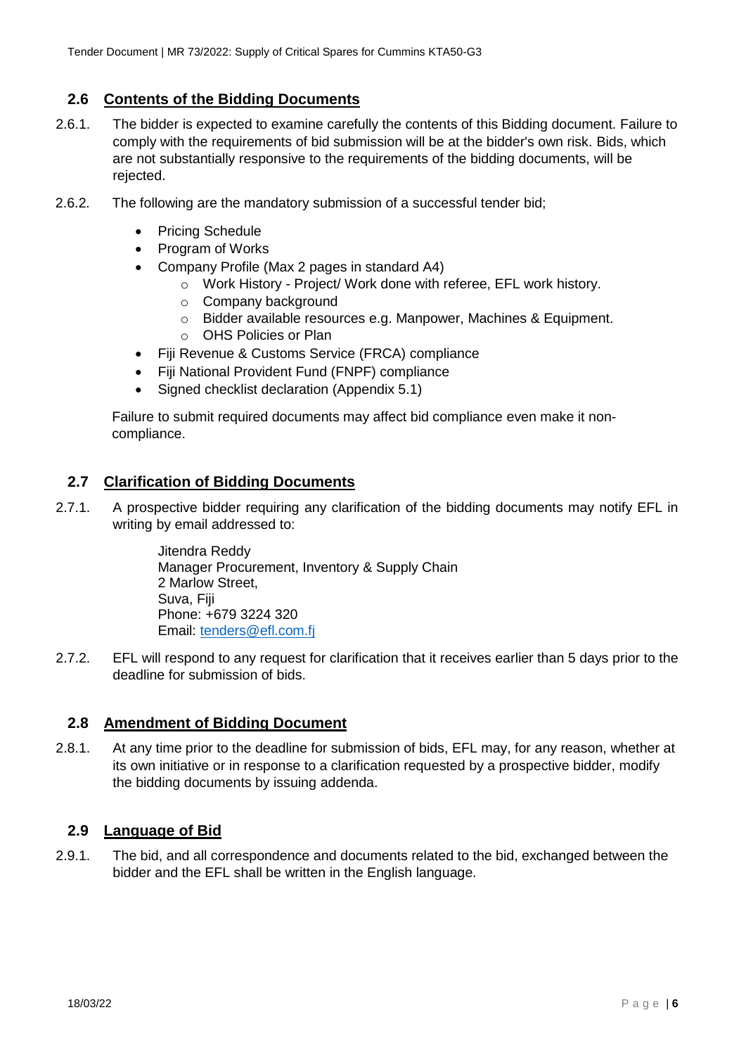## 2.6 Contents of the Bidding Documents

2.6.1. The bidder is expected to examine carefully the contents of this Bidding document. Failure to comply with the requirements of bid submission will be at the bidder's own risk. Bids, which are not substantially responsive to the requirements of the bidding documents, will be rejected.

2.6.2. The following are the mandatory submission of a successful tender bid;

- Pricing Schedule
- Program of Works
- Company Profile (Max 2 pages in standard A4)
  - Work History - Project/ Work done with referee, EFL work history.
  - Company background
  - Bidder available resources e.g. Manpower, Machines & Equipment.
  - OHS Policies or Plan
- Fiji Revenue & Customs Service (FRCA) compliance
- Fiji National Provident Fund (FNPF) compliance
- Signed checklist declaration (Appendix 5.1)

Failure to submit required documents may affect bid compliance even make it non-compliance.

## 2.7 Clarification of Bidding Documents

2.7.1. A prospective bidder requiring any clarification of the bidding documents may notify EFL in writing by email addressed to:

Jitendra Reddy
Manager Procurement, Inventory & Supply Chain
2 Marlow Street,
Suva, Fiji
Phone: +679 3224 320
Email: tenders@efl.com.fj

2.7.2. EFL will respond to any request for clarification that it receives earlier than 5 days prior to the deadline for submission of bids.

## 2.8 Amendment of Bidding Document

2.8.1. At any time prior to the deadline for submission of bids, EFL may, for any reason, whether at its own initiative or in response to a clarification requested by a prospective bidder, modify the bidding documents by issuing addenda.

## 2.9 Language of Bid

2.9.1. The bid, and all correspondence and documents related to the bid, exchanged between the bidder and the EFL shall be written in the English language.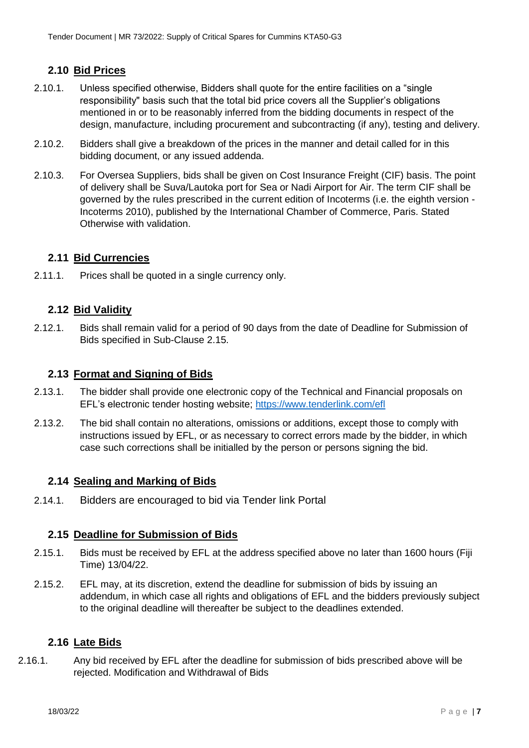## 2.10 Bid Prices

2.10.1. Unless specified otherwise, Bidders shall quote for the entire facilities on a "single responsibility" basis such that the total bid price covers all the Supplier's obligations mentioned in or to be reasonably inferred from the bidding documents in respect of the design, manufacture, including procurement and subcontracting (if any), testing and delivery.

2.10.2. Bidders shall give a breakdown of the prices in the manner and detail called for in this bidding document, or any issued addenda.

2.10.3. For Oversea Suppliers, bids shall be given on Cost Insurance Freight (CIF) basis. The point of delivery shall be Suva/Lautoka port for Sea or Nadi Airport for Air. The term CIF shall be governed by the rules prescribed in the current edition of Incoterms (i.e. the eighth version - Incoterms 2010), published by the International Chamber of Commerce, Paris. Stated Otherwise with validation.

## 2.11 Bid Currencies

2.11.1. Prices shall be quoted in a single currency only.

## 2.12 Bid Validity

2.12.1. Bids shall remain valid for a period of 90 days from the date of Deadline for Submission of Bids specified in Sub-Clause 2.15.

## 2.13 Format and Signing of Bids

2.13.1. The bidder shall provide one electronic copy of the Technical and Financial proposals on EFL's electronic tender hosting website; https://www.tenderlink.com/efl

2.13.2. The bid shall contain no alterations, omissions or additions, except those to comply with instructions issued by EFL, or as necessary to correct errors made by the bidder, in which case such corrections shall be initialled by the person or persons signing the bid.

## 2.14 Sealing and Marking of Bids

2.14.1. Bidders are encouraged to bid via Tender link Portal

## 2.15 Deadline for Submission of Bids

2.15.1. Bids must be received by EFL at the address specified above no later than 1600 hours (Fiji Time) 13/04/22.

2.15.2. EFL may, at its discretion, extend the deadline for submission of bids by issuing an addendum, in which case all rights and obligations of EFL and the bidders previously subject to the original deadline will thereafter be subject to the deadlines extended.

## 2.16 Late Bids

2.16.1. Any bid received by EFL after the deadline for submission of bids prescribed above will be rejected. Modification and Withdrawal of Bids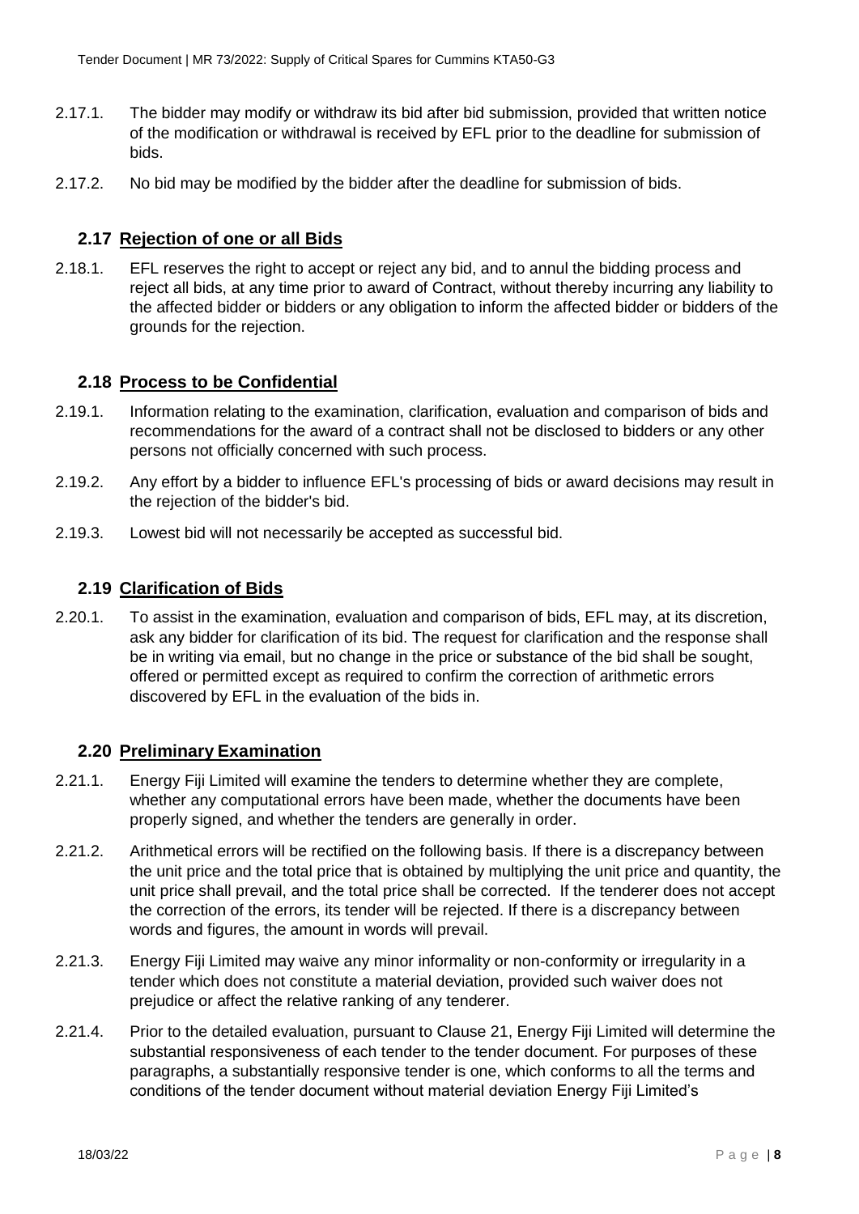2.17.1. The bidder may modify or withdraw its bid after bid submission, provided that written notice of the modification or withdrawal is received by EFL prior to the deadline for submission of bids.

2.17.2. No bid may be modified by the bidder after the deadline for submission of bids.

## 2.17 Rejection of one or all Bids

2.18.1. EFL reserves the right to accept or reject any bid, and to annul the bidding process and reject all bids, at any time prior to award of Contract, without thereby incurring any liability to the affected bidder or bidders or any obligation to inform the affected bidder or bidders of the grounds for the rejection.

## 2.18 Process to be Confidential

2.19.1. Information relating to the examination, clarification, evaluation and comparison of bids and recommendations for the award of a contract shall not be disclosed to bidders or any other persons not officially concerned with such process.

2.19.2. Any effort by a bidder to influence EFL's processing of bids or award decisions may result in the rejection of the bidder's bid.

2.19.3. Lowest bid will not necessarily be accepted as successful bid.

## 2.19 Clarification of Bids

2.20.1. To assist in the examination, evaluation and comparison of bids, EFL may, at its discretion, ask any bidder for clarification of its bid. The request for clarification and the response shall be in writing via email, but no change in the price or substance of the bid shall be sought, offered or permitted except as required to confirm the correction of arithmetic errors discovered by EFL in the evaluation of the bids in.

## 2.20 Preliminary Examination

2.21.1. Energy Fiji Limited will examine the tenders to determine whether they are complete, whether any computational errors have been made, whether the documents have been properly signed, and whether the tenders are generally in order.

2.21.2. Arithmetical errors will be rectified on the following basis. If there is a discrepancy between the unit price and the total price that is obtained by multiplying the unit price and quantity, the unit price shall prevail, and the total price shall be corrected. If the tenderer does not accept the correction of the errors, its tender will be rejected. If there is a discrepancy between words and figures, the amount in words will prevail.

2.21.3. Energy Fiji Limited may waive any minor informality or non-conformity or irregularity in a tender which does not constitute a material deviation, provided such waiver does not prejudice or affect the relative ranking of any tenderer.

2.21.4. Prior to the detailed evaluation, pursuant to Clause 21, Energy Fiji Limited will determine the substantial responsiveness of each tender to the tender document. For purposes of these paragraphs, a substantially responsive tender is one, which conforms to all the terms and conditions of the tender document without material deviation Energy Fiji Limited's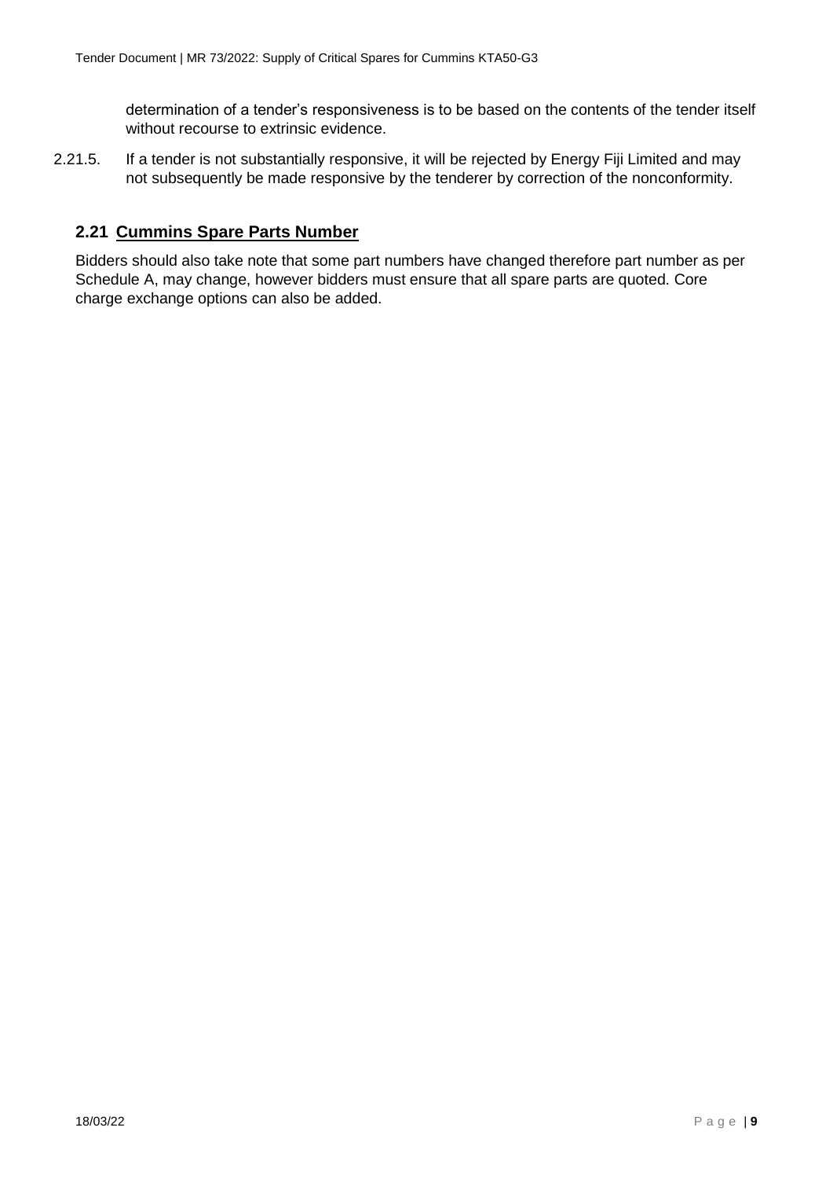determination of a tender's responsiveness is to be based on the contents of the tender itself without recourse to extrinsic evidence.

2.21.5. If a tender is not substantially responsive, it will be rejected by Energy Fiji Limited and may not subsequently be made responsive by the tenderer by correction of the nonconformity.

## 2.21 Cummins Spare Parts Number

Bidders should also take note that some part numbers have changed therefore part number as per Schedule A, may change, however bidders must ensure that all spare parts are quoted. Core charge exchange options can also be added.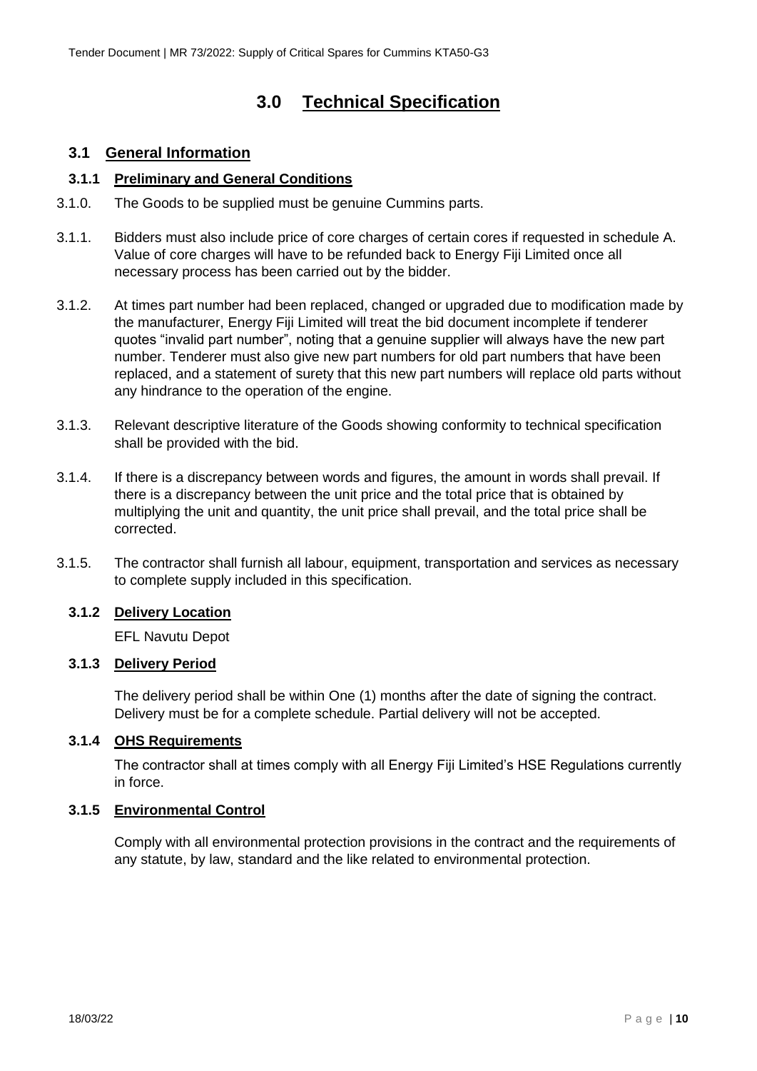# 3.0 Technical Specification

## 3.1 General Information

### 3.1.1 Preliminary and General Conditions

3.1.0. The Goods to be supplied must be genuine Cummins parts.

3.1.1. Bidders must also include price of core charges of certain cores if requested in schedule A. Value of core charges will have to be refunded back to Energy Fiji Limited once all necessary process has been carried out by the bidder.

3.1.2. At times part number had been replaced, changed or upgraded due to modification made by the manufacturer, Energy Fiji Limited will treat the bid document incomplete if tenderer quotes "invalid part number", noting that a genuine supplier will always have the new part number. Tenderer must also give new part numbers for old part numbers that have been replaced, and a statement of surety that this new part numbers will replace old parts without any hindrance to the operation of the engine.

3.1.3. Relevant descriptive literature of the Goods showing conformity to technical specification shall be provided with the bid.

3.1.4. If there is a discrepancy between words and figures, the amount in words shall prevail. If there is a discrepancy between the unit price and the total price that is obtained by multiplying the unit and quantity, the unit price shall prevail, and the total price shall be corrected.

3.1.5. The contractor shall furnish all labour, equipment, transportation and services as necessary to complete supply included in this specification.

### 3.1.2 Delivery Location

EFL Navutu Depot

### 3.1.3 Delivery Period

The delivery period shall be within One (1) months after the date of signing the contract. Delivery must be for a complete schedule. Partial delivery will not be accepted.

### 3.1.4 OHS Requirements

The contractor shall at times comply with all Energy Fiji Limited's HSE Regulations currently in force.

### 3.1.5 Environmental Control

Comply with all environmental protection provisions in the contract and the requirements of any statute, by law, standard and the like related to environmental protection.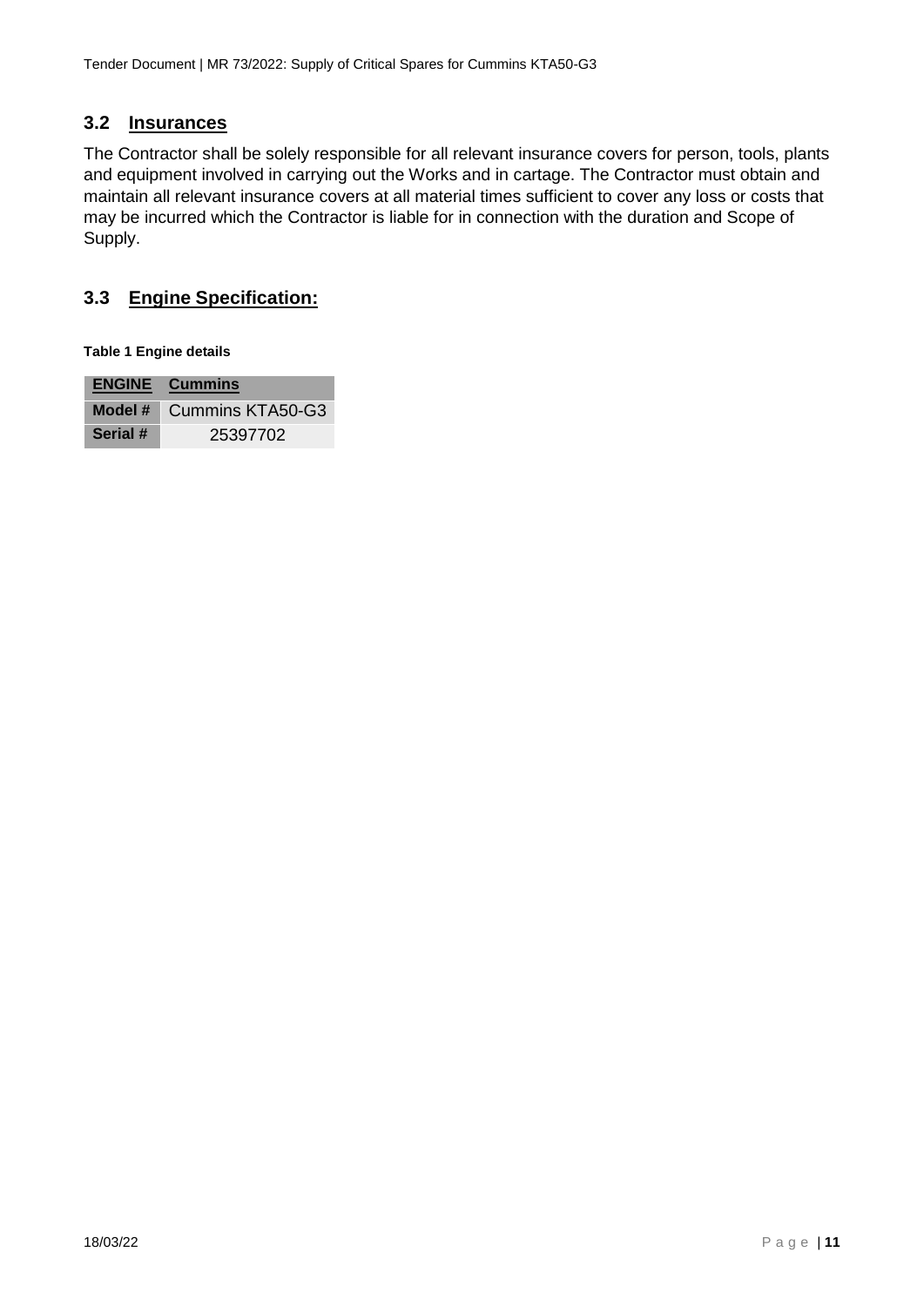## 3.2 Insurances

The Contractor shall be solely responsible for all relevant insurance covers for person, tools, plants and equipment involved in carrying out the Works and in cartage. The Contractor must obtain and maintain all relevant insurance covers at all material times sufficient to cover any loss or costs that may be incurred which the Contractor is liable for in connection with the duration and Scope of Supply.

## 3.3 Engine Specification:

**Table 1 Engine details**

| ENGINE | Cummins |
|---|---|
| Model # | Cummins KTA50-G3 |
| Serial # | 25397702 |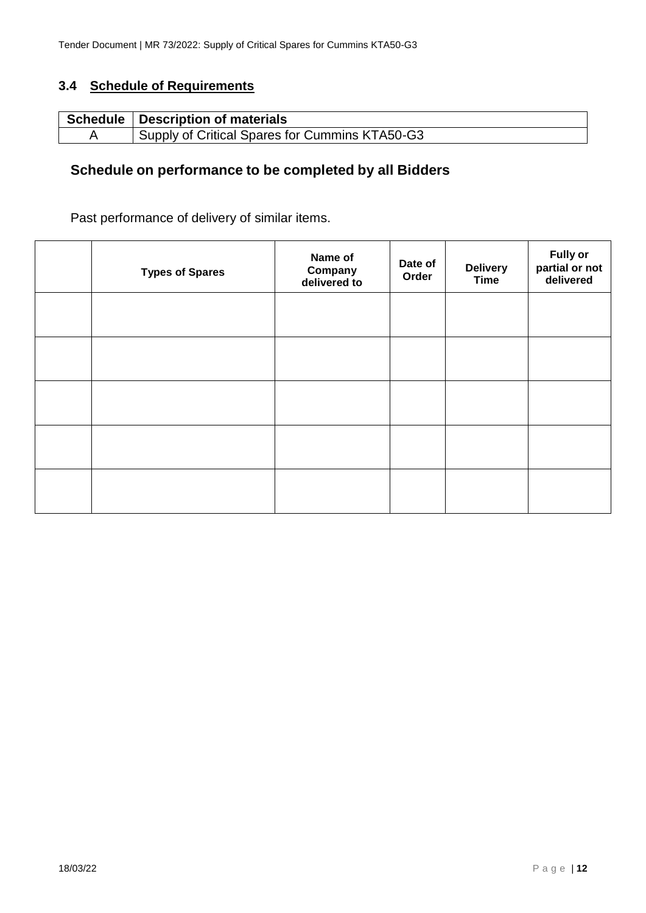## 3.4 Schedule of Requirements

| Schedule | Description of materials |
| --- | --- |
| A | Supply of Critical Spares for Cummins KTA50-G3 |

## Schedule on performance to be completed by all Bidders

Past performance of delivery of similar items.

| | Types of Spares | Name of Company delivered to | Date of Order | Delivery Time | Fully or partial or not delivered |
| --- | --- | --- | --- | --- | --- |
| | | | | | |
| | | | | | |
| | | | | | |
| | | | | | |
| | | | | | |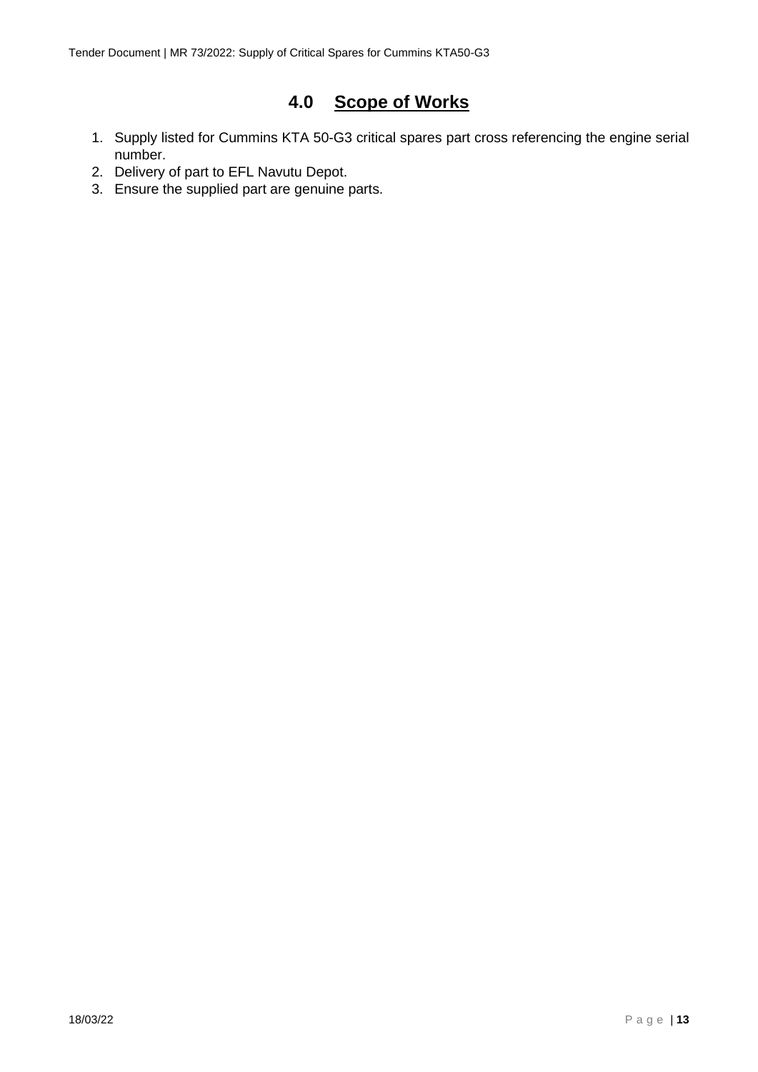# 4.0 Scope of Works

1. Supply listed for Cummins KTA 50-G3 critical spares part cross referencing the engine serial number.
2. Delivery of part to EFL Navutu Depot.
3. Ensure the supplied part are genuine parts.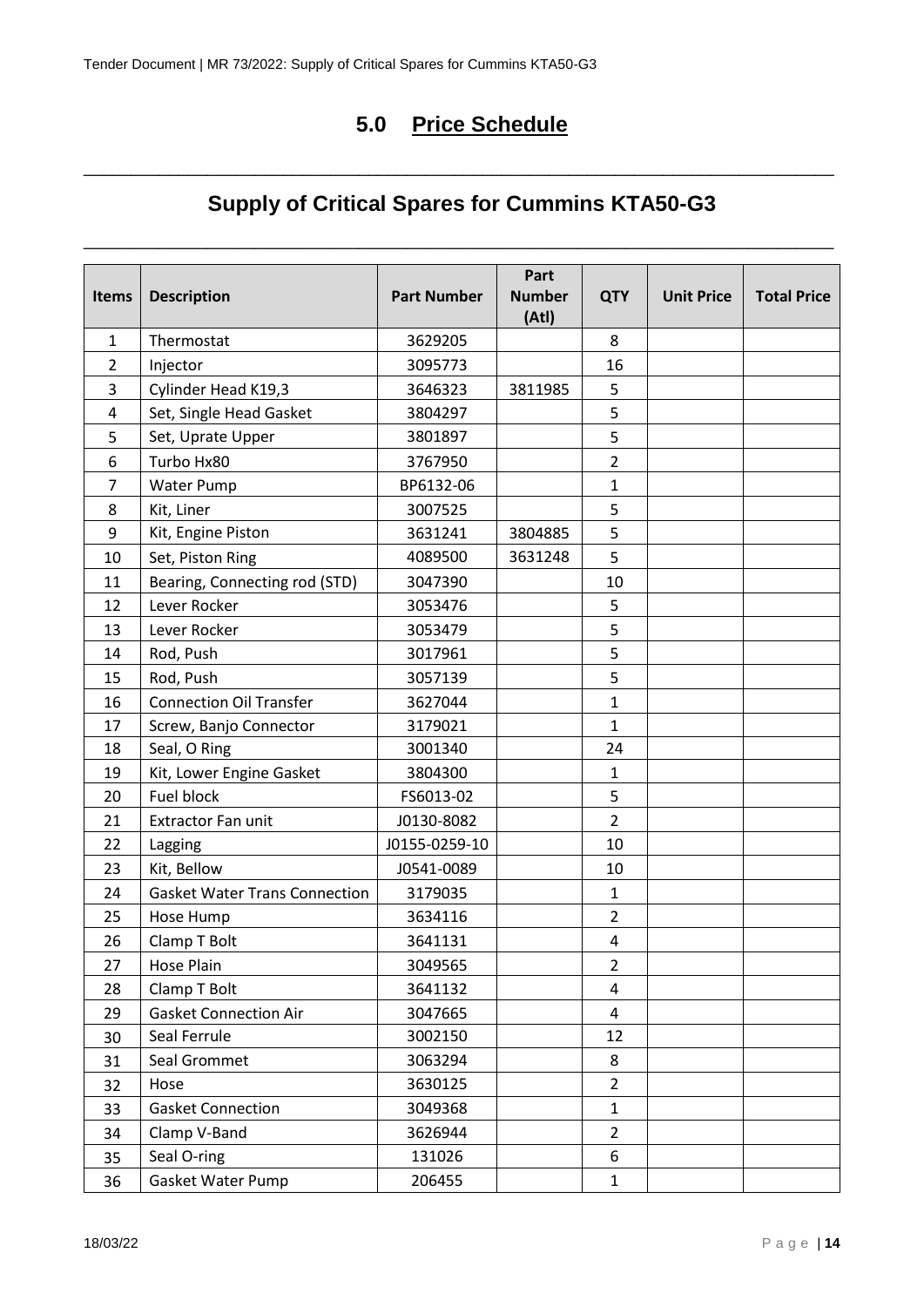## 5.0 Price Schedule

# Supply of Critical Spares for Cummins KTA50-G3

| Items | Description | Part Number | Part Number (Atl) | QTY | Unit Price | Total Price |
|---|---|---|---|---|---|---|
| 1 | Thermostat | 3629205 | | 8 | | |
| 2 | Injector | 3095773 | | 16 | | |
| 3 | Cylinder Head K19,3 | 3646323 | 3811985 | 5 | | |
| 4 | Set, Single Head Gasket | 3804297 | | 5 | | |
| 5 | Set, Uprate Upper | 3801897 | | 5 | | |
| 6 | Turbo Hx80 | 3767950 | | 2 | | |
| 7 | Water Pump | BP6132-06 | | 1 | | |
| 8 | Kit, Liner | 3007525 | | 5 | | |
| 9 | Kit, Engine Piston | 3631241 | 3804885 | 5 | | |
| 10 | Set, Piston Ring | 4089500 | 3631248 | 5 | | |
| 11 | Bearing, Connecting rod (STD) | 3047390 | | 10 | | |
| 12 | Lever Rocker | 3053476 | | 5 | | |
| 13 | Lever Rocker | 3053479 | | 5 | | |
| 14 | Rod, Push | 3017961 | | 5 | | |
| 15 | Rod, Push | 3057139 | | 5 | | |
| 16 | Connection Oil Transfer | 3627044 | | 1 | | |
| 17 | Screw, Banjo Connector | 3179021 | | 1 | | |
| 18 | Seal, O Ring | 3001340 | | 24 | | |
| 19 | Kit, Lower Engine Gasket | 3804300 | | 1 | | |
| 20 | Fuel block | FS6013-02 | | 5 | | |
| 21 | Extractor Fan unit | J0130-8082 | | 2 | | |
| 22 | Lagging | J0155-0259-10 | | 10 | | |
| 23 | Kit, Bellow | J0541-0089 | | 10 | | |
| 24 | Gasket Water Trans Connection | 3179035 | | 1 | | |
| 25 | Hose Hump | 3634116 | | 2 | | |
| 26 | Clamp T Bolt | 3641131 | | 4 | | |
| 27 | Hose Plain | 3049565 | | 2 | | |
| 28 | Clamp T Bolt | 3641132 | | 4 | | |
| 29 | Gasket Connection Air | 3047665 | | 4 | | |
| 30 | Seal Ferrule | 3002150 | | 12 | | |
| 31 | Seal Grommet | 3063294 | | 8 | | |
| 32 | Hose | 3630125 | | 2 | | |
| 33 | Gasket Connection | 3049368 | | 1 | | |
| 34 | Clamp V-Band | 3626944 | | 2 | | |
| 35 | Seal O-ring | 131026 | | 6 | | |
| 36 | Gasket Water Pump | 206455 | | 1 | | |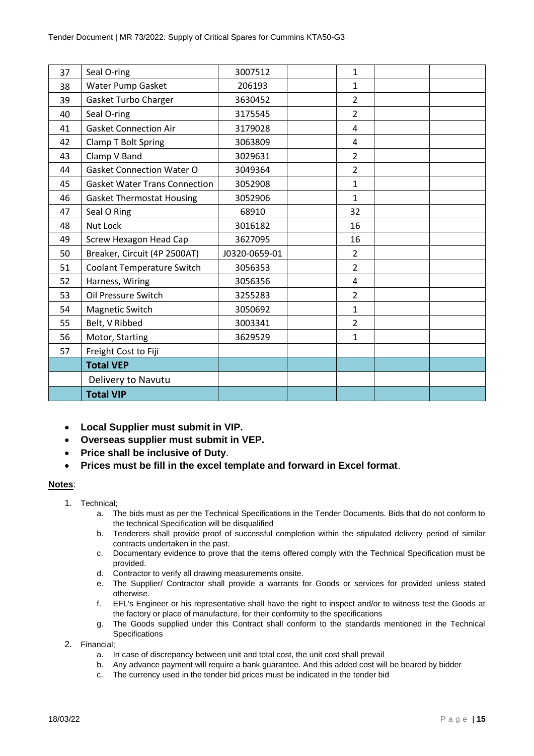| 37 | Seal O-ring | 3007512 | | 1 | | |
|---|---|---|---|---|---|---|
| 38 | Water Pump Gasket | 206193 | | 1 | | |
| 39 | Gasket Turbo Charger | 3630452 | | 2 | | |
| 40 | Seal O-ring | 3175545 | | 2 | | |
| 41 | Gasket Connection Air | 3179028 | | 4 | | |
| 42 | Clamp T Bolt Spring | 3063809 | | 4 | | |
| 43 | Clamp V Band | 3029631 | | 2 | | |
| 44 | Gasket Connection Water O | 3049364 | | 2 | | |
| 45 | Gasket Water Trans Connection | 3052908 | | 1 | | |
| 46 | Gasket Thermostat Housing | 3052906 | | 1 | | |
| 47 | Seal O Ring | 68910 | | 32 | | |
| 48 | Nut Lock | 3016182 | | 16 | | |
| 49 | Screw Hexagon Head Cap | 3627095 | | 16 | | |
| 50 | Breaker, Circuit (4P 2500AT) | J0320-0659-01 | | 2 | | |
| 51 | Coolant Temperature Switch | 3056353 | | 2 | | |
| 52 | Harness, Wiring | 3056356 | | 4 | | |
| 53 | Oil Pressure Switch | 3255283 | | 2 | | |
| 54 | Magnetic Switch | 3050692 | | 1 | | |
| 55 | Belt, V Ribbed | 3003341 | | 2 | | |
| 56 | Motor, Starting | 3629529 | | 1 | | |
| 57 | Freight Cost to Fiji | | | | | |
| | **Total VEP** | | | | | |
| | Delivery to Navutu | | | | | |
| | **Total VIP** | | | | | |

- **Local Supplier must submit in VIP.**
- **Overseas supplier must submit in VEP.**
- **Price shall be inclusive of Duty**.
- **Prices must be fill in the excel template and forward in Excel format**.

**Notes**:

1. Technical;
   a. The bids must as per the Technical Specifications in the Tender Documents. Bids that do not conform to the technical Specification will be disqualified
   b. Tenderers shall provide proof of successful completion within the stipulated delivery period of similar contracts undertaken in the past.
   c. Documentary evidence to prove that the items offered comply with the Technical Specification must be provided.
   d. Contractor to verify all drawing measurements onsite.
   e. The Supplier/ Contractor shall provide a warrants for Goods or services for provided unless stated otherwise.
   f. EFL's Engineer or his representative shall have the right to inspect and/or to witness test the Goods at the factory or place of manufacture, for their conformity to the specifications
   g. The Goods supplied under this Contract shall conform to the standards mentioned in the Technical Specifications
2. Financial;
   a. In case of discrepancy between unit and total cost, the unit cost shall prevail
   b. Any advance payment will require a bank guarantee. And this added cost will be beared by bidder
   c. The currency used in the tender bid prices must be indicated in the tender bid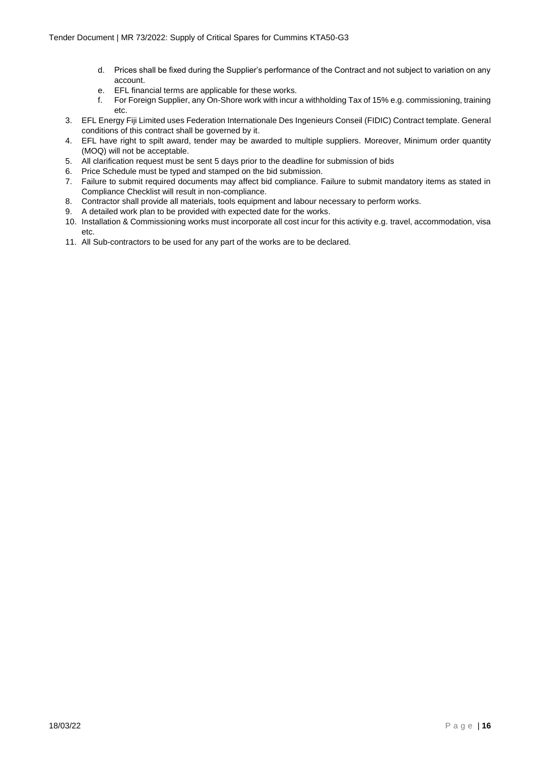d. Prices shall be fixed during the Supplier's performance of the Contract and not subject to variation on any account.
e. EFL financial terms are applicable for these works.
f. For Foreign Supplier, any On-Shore work with incur a withholding Tax of 15% e.g. commissioning, training etc.

3. EFL Energy Fiji Limited uses Federation Internationale Des Ingenieurs Conseil (FIDIC) Contract template. General conditions of this contract shall be governed by it.
4. EFL have right to spilt award, tender may be awarded to multiple suppliers. Moreover, Minimum order quantity (MOQ) will not be acceptable.
5. All clarification request must be sent 5 days prior to the deadline for submission of bids
6. Price Schedule must be typed and stamped on the bid submission.
7. Failure to submit required documents may affect bid compliance. Failure to submit mandatory items as stated in Compliance Checklist will result in non-compliance.
8. Contractor shall provide all materials, tools equipment and labour necessary to perform works.
9. A detailed work plan to be provided with expected date for the works.
10. Installation & Commissioning works must incorporate all cost incur for this activity e.g. travel, accommodation, visa etc.
11. All Sub-contractors to be used for any part of the works are to be declared.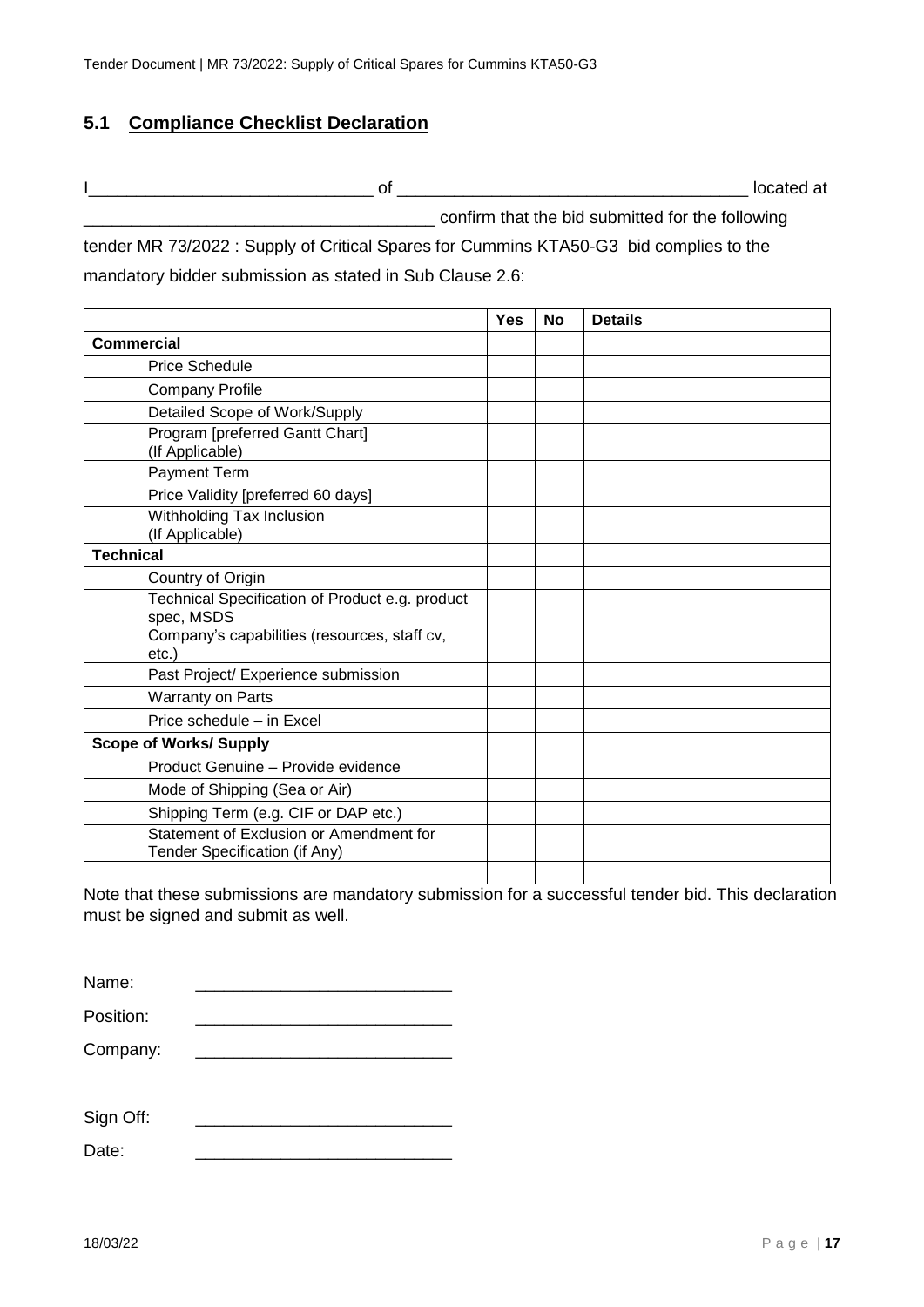## 5.1 Compliance Checklist Declaration

I______________________________ of ____________________________________ located at ____________________________________ confirm that the bid submitted for the following tender MR 73/2022 : Supply of Critical Spares for Cummins KTA50-G3 bid complies to the mandatory bidder submission as stated in Sub Clause 2.6:

| | Yes | No | Details |
|---|---|---|---|
| **Commercial** | | | |
| Price Schedule | | | |
| Company Profile | | | |
| Detailed Scope of Work/Supply | | | |
| Program [preferred Gantt Chart] (If Applicable) | | | |
| Payment Term | | | |
| Price Validity [preferred 60 days] | | | |
| Withholding Tax Inclusion (If Applicable) | | | |
| **Technical** | | | |
| Country of Origin | | | |
| Technical Specification of Product e.g. product spec, MSDS | | | |
| Company's capabilities (resources, staff cv, etc.) | | | |
| Past Project/ Experience submission | | | |
| Warranty on Parts | | | |
| Price schedule – in Excel | | | |
| **Scope of Works/ Supply** | | | |
| Product Genuine – Provide evidence | | | |
| Mode of Shipping (Sea or Air) | | | |
| Shipping Term (e.g. CIF or DAP etc.) | | | |
| Statement of Exclusion or Amendment for Tender Specification (if Any) | | | |
| | | | |

Note that these submissions are mandatory submission for a successful tender bid. This declaration must be signed and submit as well.

Name: ___________________________

Position: ___________________________

Company: ___________________________

Sign Off: ___________________________

Date: ___________________________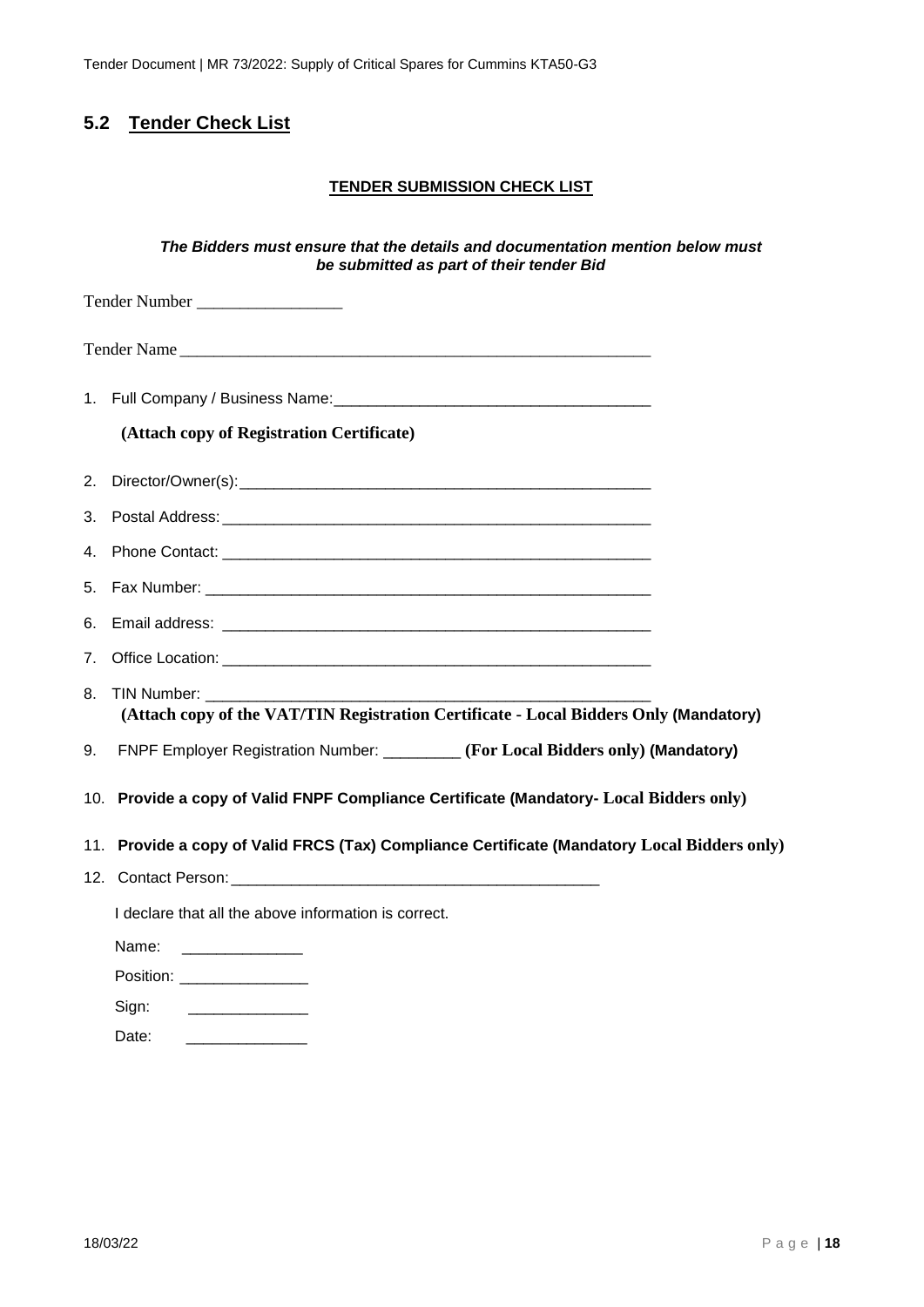## 5.2 Tender Check List

**TENDER SUBMISSION CHECK LIST**

***The Bidders must ensure that the details and documentation mention below must be submitted as part of their tender Bid***

Tender Number _________________

Tender Name _________________________________________________________

1. Full Company / Business Name: _____________________________________

   **(Attach copy of Registration Certificate)**

2. Director/Owner(s): __________________________________________________
3. Postal Address: ____________________________________________________
4. Phone Contact: _____________________________________________________
5. Fax Number: _______________________________________________________
6. Email address: _____________________________________________________
7. Office Location: ____________________________________________________
8. TIN Number: _______________________________________________________

   **(Attach copy of the VAT/TIN Registration Certificate - Local Bidders Only (Mandatory)**

9. FNPF Employer Registration Number: _________ **(For Local Bidders only) (Mandatory)**
10. **Provide a copy of Valid FNPF Compliance Certificate (Mandatory- Local Bidders only)**
11. **Provide a copy of Valid FRCS (Tax) Compliance Certificate (Mandatory Local Bidders only)**
12. Contact Person: ___________________________________________

I declare that all the above information is correct.

Name: ______________

Position: _______________

Sign: ______________

Date: ______________

18/03/22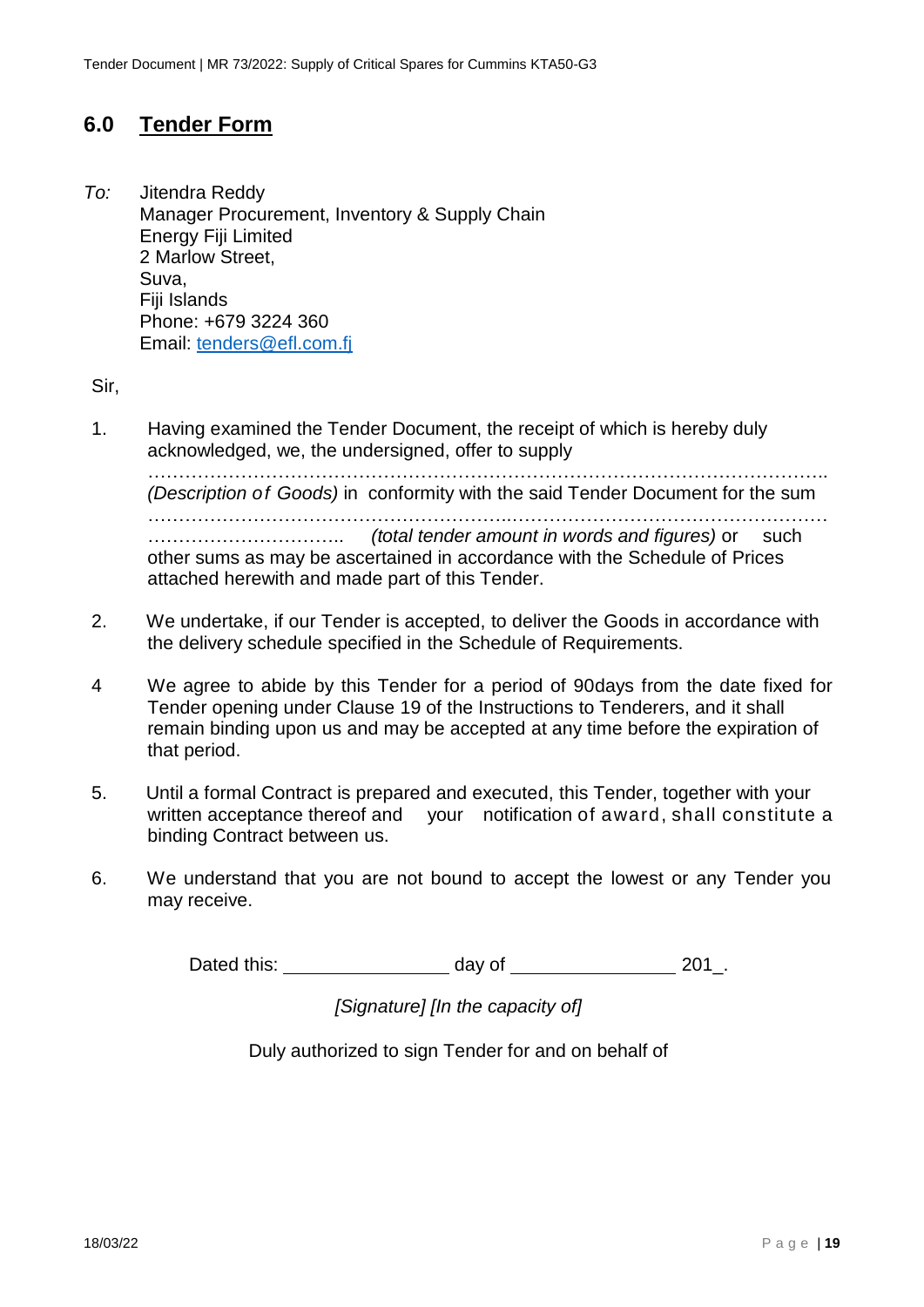## 6.0 Tender Form

*To:* Jitendra Reddy
Manager Procurement, Inventory & Supply Chain
Energy Fiji Limited
2 Marlow Street,
Suva,
Fiji Islands
Phone: +679 3224 360
Email: tenders@efl.com.fj

Sir,

1. Having examined the Tender Document, the receipt of which is hereby duly acknowledged, we, the undersigned, offer to supply …………………………………………………………………………………………………….. *(Description of Goods)* in conformity with the said Tender Document for the sum ……………………………………………………..…………………………………………… ………………………….. *(total tender amount in words and figures)* or such other sums as may be ascertained in accordance with the Schedule of Prices attached herewith and made part of this Tender.

2. We undertake, if our Tender is accepted, to deliver the Goods in accordance with the delivery schedule specified in the Schedule of Requirements.

4 We agree to abide by this Tender for a period of 90days from the date fixed for Tender opening under Clause 19 of the Instructions to Tenderers, and it shall remain binding upon us and may be accepted at any time before the expiration of that period.

5. Until a formal Contract is prepared and executed, this Tender, together with your written acceptance thereof and your notification of award, shall constitute a binding Contract between us.

6. We understand that you are not bound to accept the lowest or any Tender you may receive.

Dated this: ________________ day of ________________ 201_.

*[Signature] [In the capacity of]*

Duly authorized to sign Tender for and on behalf of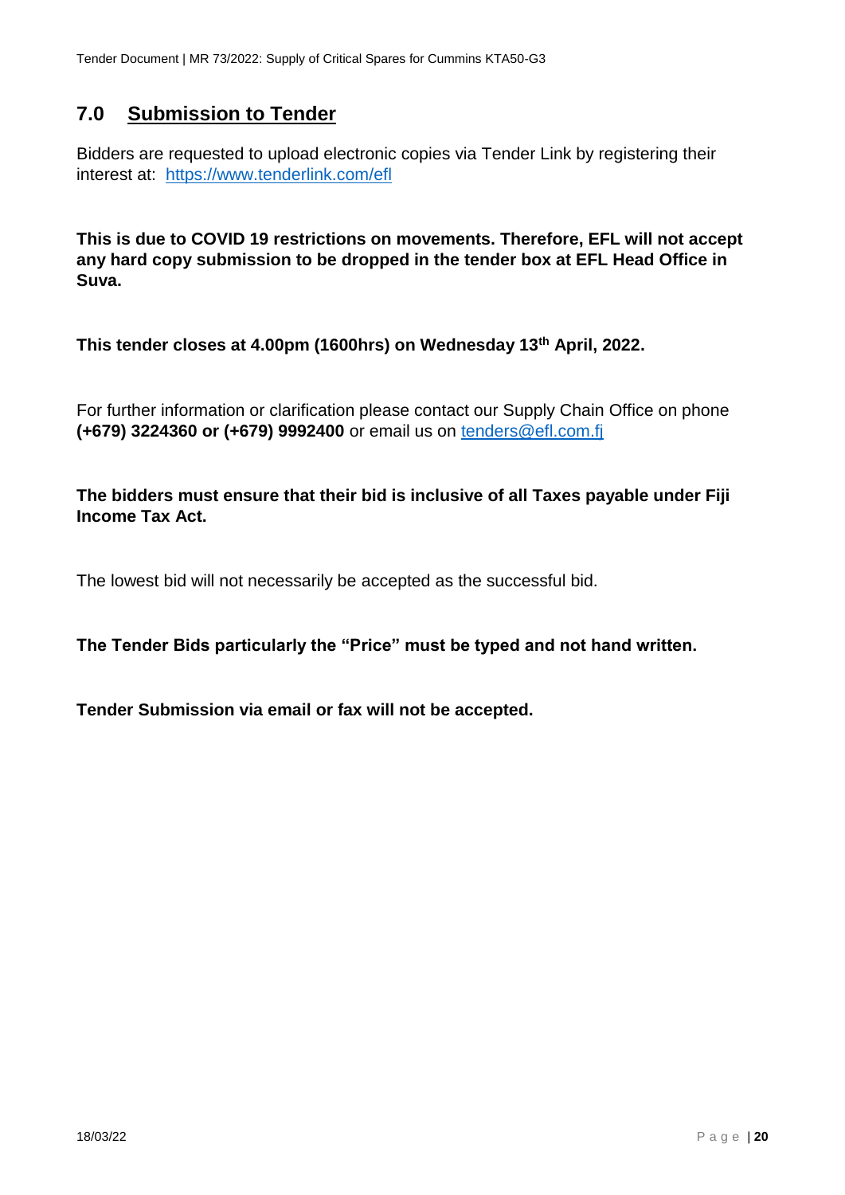## 7.0 Submission to Tender

Bidders are requested to upload electronic copies via Tender Link by registering their interest at: https://www.tenderlink.com/efl

**This is due to COVID 19 restrictions on movements. Therefore, EFL will not accept any hard copy submission to be dropped in the tender box at EFL Head Office in Suva.**

**This tender closes at 4.00pm (1600hrs) on Wednesday 13th April, 2022.**

For further information or clarification please contact our Supply Chain Office on phone **(+679) 3224360 or (+679) 9992400** or email us on tenders@efl.com.fj

**The bidders must ensure that their bid is inclusive of all Taxes payable under Fiji Income Tax Act.**

The lowest bid will not necessarily be accepted as the successful bid.

**The Tender Bids particularly the "Price" must be typed and not hand written.**

**Tender Submission via email or fax will not be accepted.**